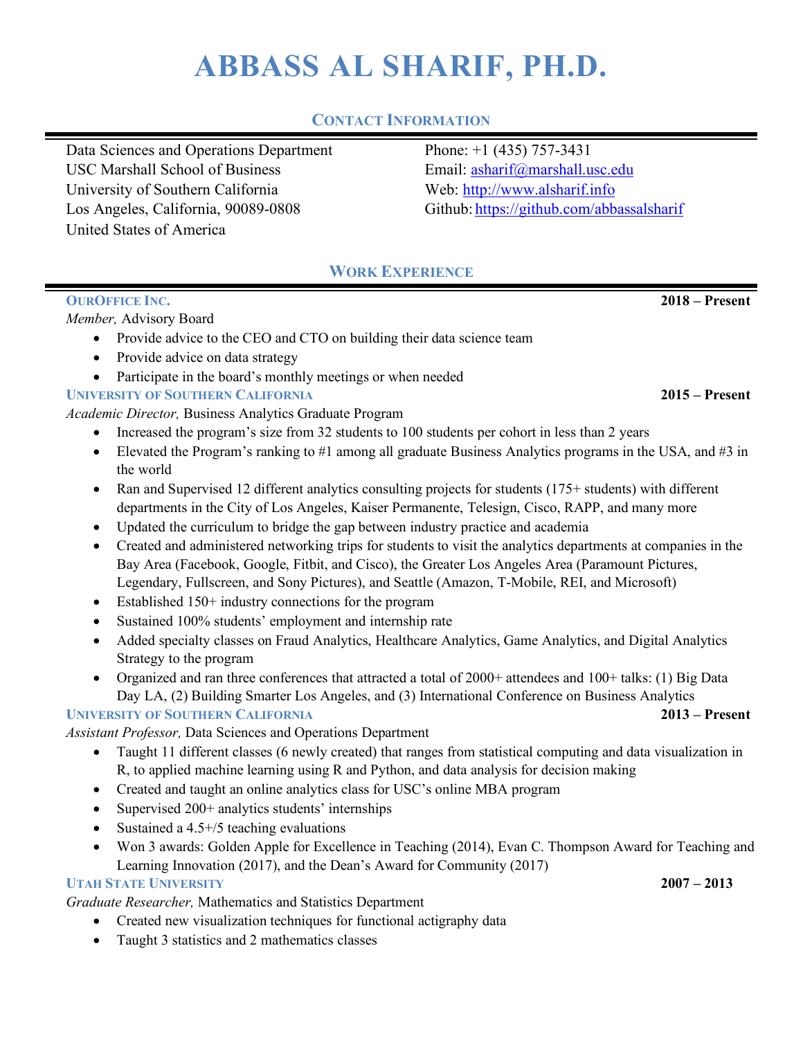# ABBASS AL SHARIF, PH.D.

## CONTACT INFORMATION

Data Sciences and Operations Department
USC Marshall School of Business
University of Southern California
Los Angeles, California, 90089-0808
United States of America

Phone: +1 (435) 757-3431
Email: [asharif@marshall.usc.edu](mailto:asharif@marshall.usc.edu)
Web: [http://www.alsharif.info](http://www.alsharif.info)
Github: [https://github.com/abbassalsharif](https://github.com/abbassalsharif)

## WORK EXPERIENCE

**OURОFFICE INC.** **2018 – Present**

*Member,* Advisory Board

- Provide advice to the CEO and CTO on building their data science team
- Provide advice on data strategy
- Participate in the board's monthly meetings or when needed

**UNIVERSITY OF SOUTHERN CALIFORNIA** **2015 – Present**

*Academic Director,* Business Analytics Graduate Program

- Increased the program's size from 32 students to 100 students per cohort in less than 2 years
- Elevated the Program's ranking to #1 among all graduate Business Analytics programs in the USA, and #3 in the world
- Ran and Supervised 12 different analytics consulting projects for students (175+ students) with different departments in the City of Los Angeles, Kaiser Permanente, Telesign, Cisco, RAPP, and many more
- Updated the curriculum to bridge the gap between industry practice and academia
- Created and administered networking trips for students to visit the analytics departments at companies in the Bay Area (Facebook, Google, Fitbit, and Cisco), the Greater Los Angeles Area (Paramount Pictures, Legendary, Fullscreen, and Sony Pictures), and Seattle (Amazon, T-Mobile, REI, and Microsoft)
- Established 150+ industry connections for the program
- Sustained 100% students' employment and internship rate
- Added specialty classes on Fraud Analytics, Healthcare Analytics, Game Analytics, and Digital Analytics Strategy to the program
- Organized and ran three conferences that attracted a total of 2000+ attendees and 100+ talks: (1) Big Data Day LA, (2) Building Smarter Los Angeles, and (3) International Conference on Business Analytics

**UNIVERSITY OF SOUTHERN CALIFORNIA** **2013 – Present**

*Assistant Professor,* Data Sciences and Operations Department

- Taught 11 different classes (6 newly created) that ranges from statistical computing and data visualization in R, to applied machine learning using R and Python, and data analysis for decision making
- Created and taught an online analytics class for USC's online MBA program
- Supervised 200+ analytics students' internships
- Sustained a 4.5+/5 teaching evaluations
- Won 3 awards: Golden Apple for Excellence in Teaching (2014), Evan C. Thompson Award for Teaching and Learning Innovation (2017), and the Dean's Award for Community (2017)

**UTAH STATE UNIVERSITY** **2007 – 2013**

*Graduate Researcher,* Mathematics and Statistics Department

- Created new visualization techniques for functional actigraphy data
- Taught 3 statistics and 2 mathematics classes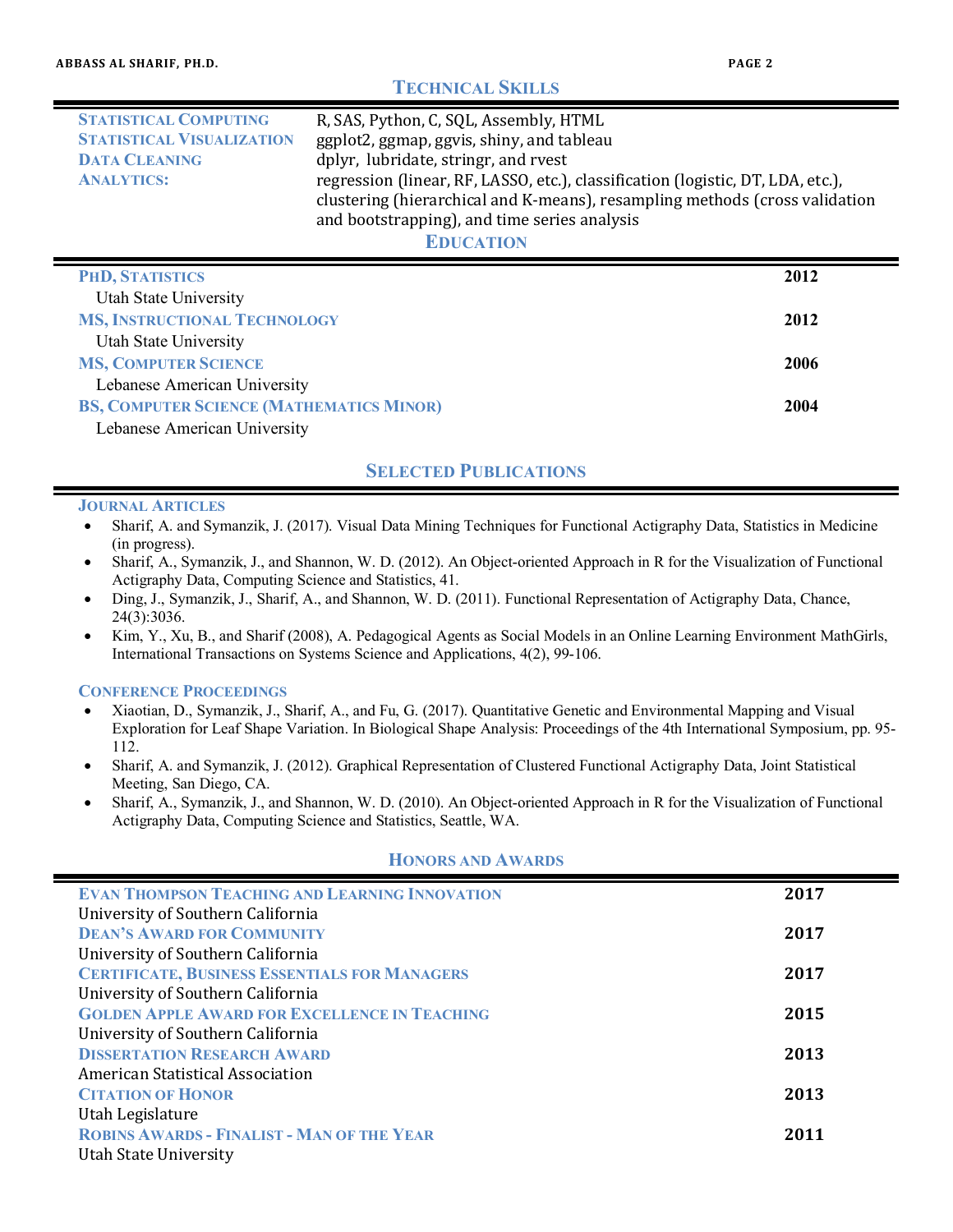## Technical Skills

| | |
|---|---|
| **Statistical Computing** | R, SAS, Python, C, SQL, Assembly, HTML |
| **Statistical Visualization** | ggplot2, ggmap, ggvis, shiny, and tableau |
| **Data Cleaning** | dplyr, lubridate, stringr, and rvest |
| **Analytics:** | regression (linear, RF, LASSO, etc.), classification (logistic, DT, LDA, etc.), clustering (hierarchical and K-means), resampling methods (cross validation and bootstrapping), and time series analysis |

## Education

**PhD, Statistics** — 2012
Utah State University

**MS, Instructional Technology** — 2012
Utah State University

**MS, Computer Science** — 2006
Lebanese American University

**BS, Computer Science (Mathematics Minor)** — 2004
Lebanese American University

## Selected Publications

### Journal Articles

- Sharif, A. and Symanzik, J. (2017). Visual Data Mining Techniques for Functional Actigraphy Data, Statistics in Medicine (in progress).
- Sharif, A., Symanzik, J., and Shannon, W. D. (2012). An Object-oriented Approach in R for the Visualization of Functional Actigraphy Data, Computing Science and Statistics, 41.
- Ding, J., Symanzik, J., Sharif, A., and Shannon, W. D. (2011). Functional Representation of Actigraphy Data, Chance, 24(3):3036.
- Kim, Y., Xu, B., and Sharif (2008), A. Pedagogical Agents as Social Models in an Online Learning Environment MathGirls, International Transactions on Systems Science and Applications, 4(2), 99-106.

### Conference Proceedings

- Xiaotian, D., Symanzik, J., Sharif, A., and Fu, G. (2017). Quantitative Genetic and Environmental Mapping and Visual Exploration for Leaf Shape Variation. In Biological Shape Analysis: Proceedings of the 4th International Symposium, pp. 95-112.
- Sharif, A. and Symanzik, J. (2012). Graphical Representation of Clustered Functional Actigraphy Data, Joint Statistical Meeting, San Diego, CA.
- Sharif, A., Symanzik, J., and Shannon, W. D. (2010). An Object-oriented Approach in R for the Visualization of Functional Actigraphy Data, Computing Science and Statistics, Seattle, WA.

## Honors and Awards

**Evan Thompson Teaching and Learning Innovation** — 2017
University of Southern California

**Dean's Award for Community** — 2017
University of Southern California

**Certificate, Business Essentials for Managers** — 2017
University of Southern California

**Golden Apple Award for Excellence in Teaching** — 2015
University of Southern California

**Dissertation Research Award** — 2013
American Statistical Association

**Citation of Honor** — 2013
Utah Legislature

**Robins Awards - Finalist - Man of the Year** — 2011
Utah State University